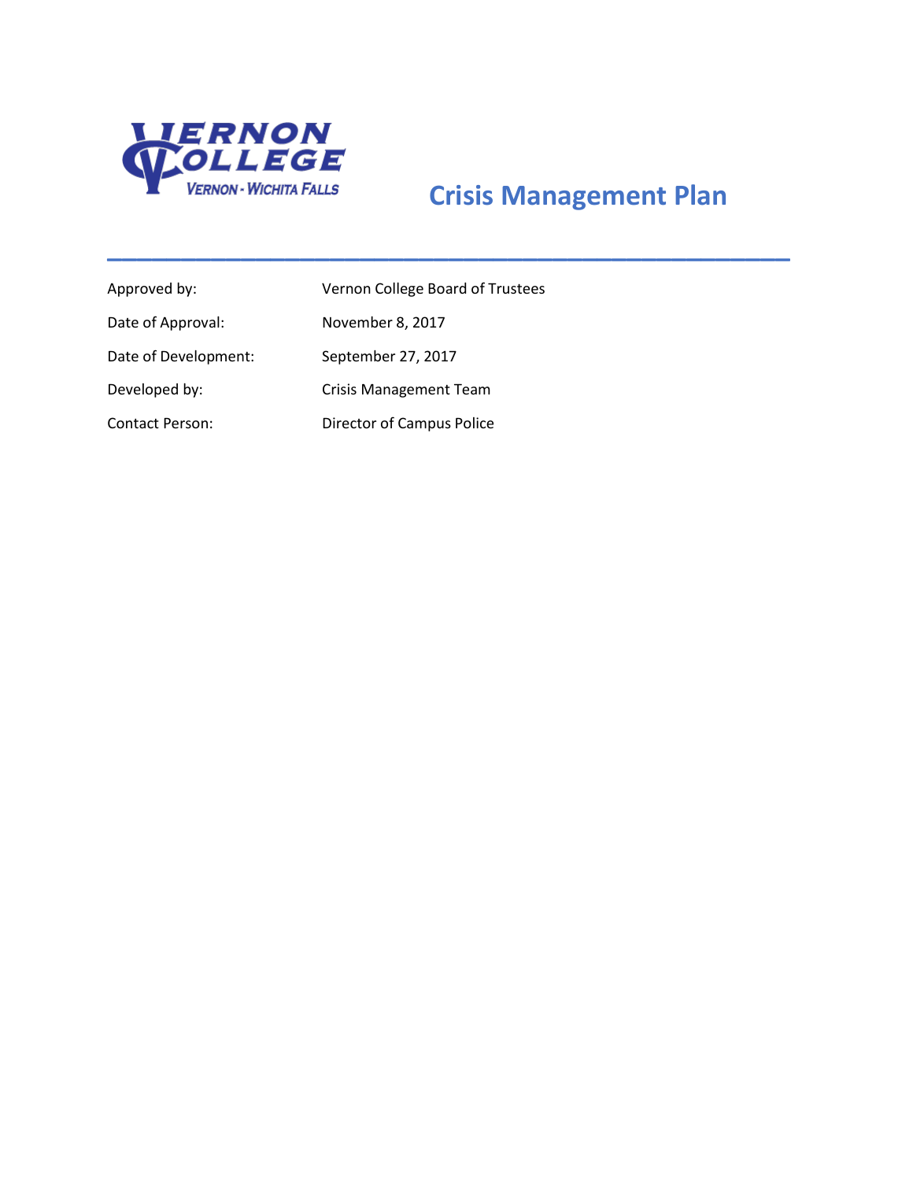VERNON COLLEGE
VERNON · WICHITA FALLS

# Crisis Management Plan

| | |
|---|---|
| Approved by: | Vernon College Board of Trustees |
| Date of Approval: | November 8, 2017 |
| Date of Development: | September 27, 2017 |
| Developed by: | Crisis Management Team |
| Contact Person: | Director of Campus Police |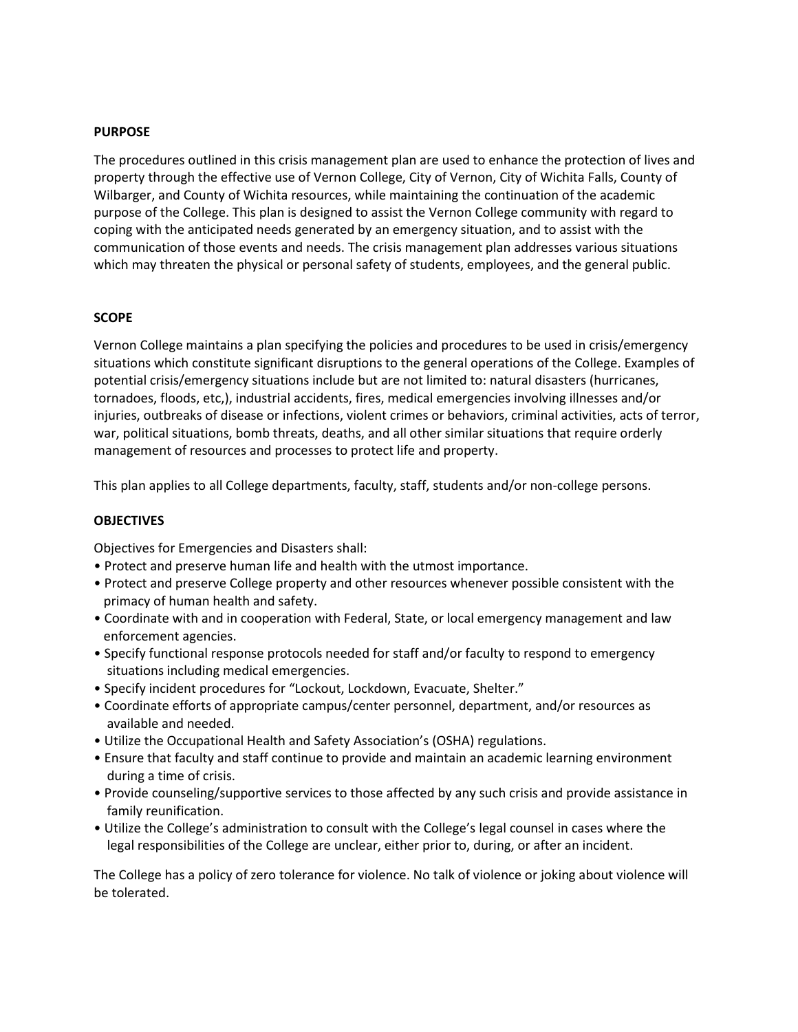**PURPOSE**

The procedures outlined in this crisis management plan are used to enhance the protection of lives and property through the effective use of Vernon College, City of Vernon, City of Wichita Falls, County of Wilbarger, and County of Wichita resources, while maintaining the continuation of the academic purpose of the College. This plan is designed to assist the Vernon College community with regard to coping with the anticipated needs generated by an emergency situation, and to assist with the communication of those events and needs. The crisis management plan addresses various situations which may threaten the physical or personal safety of students, employees, and the general public.

**SCOPE**

Vernon College maintains a plan specifying the policies and procedures to be used in crisis/emergency situations which constitute significant disruptions to the general operations of the College. Examples of potential crisis/emergency situations include but are not limited to: natural disasters (hurricanes, tornadoes, floods, etc,), industrial accidents, fires, medical emergencies involving illnesses and/or injuries, outbreaks of disease or infections, violent crimes or behaviors, criminal activities, acts of terror, war, political situations, bomb threats, deaths, and all other similar situations that require orderly management of resources and processes to protect life and property.

This plan applies to all College departments, faculty, staff, students and/or non-college persons.

**OBJECTIVES**

Objectives for Emergencies and Disasters shall:

- Protect and preserve human life and health with the utmost importance.
- Protect and preserve College property and other resources whenever possible consistent with the primacy of human health and safety.
- Coordinate with and in cooperation with Federal, State, or local emergency management and law enforcement agencies.
- Specify functional response protocols needed for staff and/or faculty to respond to emergency situations including medical emergencies.
- Specify incident procedures for "Lockout, Lockdown, Evacuate, Shelter."
- Coordinate efforts of appropriate campus/center personnel, department, and/or resources as available and needed.
- Utilize the Occupational Health and Safety Association's (OSHA) regulations.
- Ensure that faculty and staff continue to provide and maintain an academic learning environment during a time of crisis.
- Provide counseling/supportive services to those affected by any such crisis and provide assistance in family reunification.
- Utilize the College's administration to consult with the College's legal counsel in cases where the legal responsibilities of the College are unclear, either prior to, during, or after an incident.

The College has a policy of zero tolerance for violence. No talk of violence or joking about violence will be tolerated.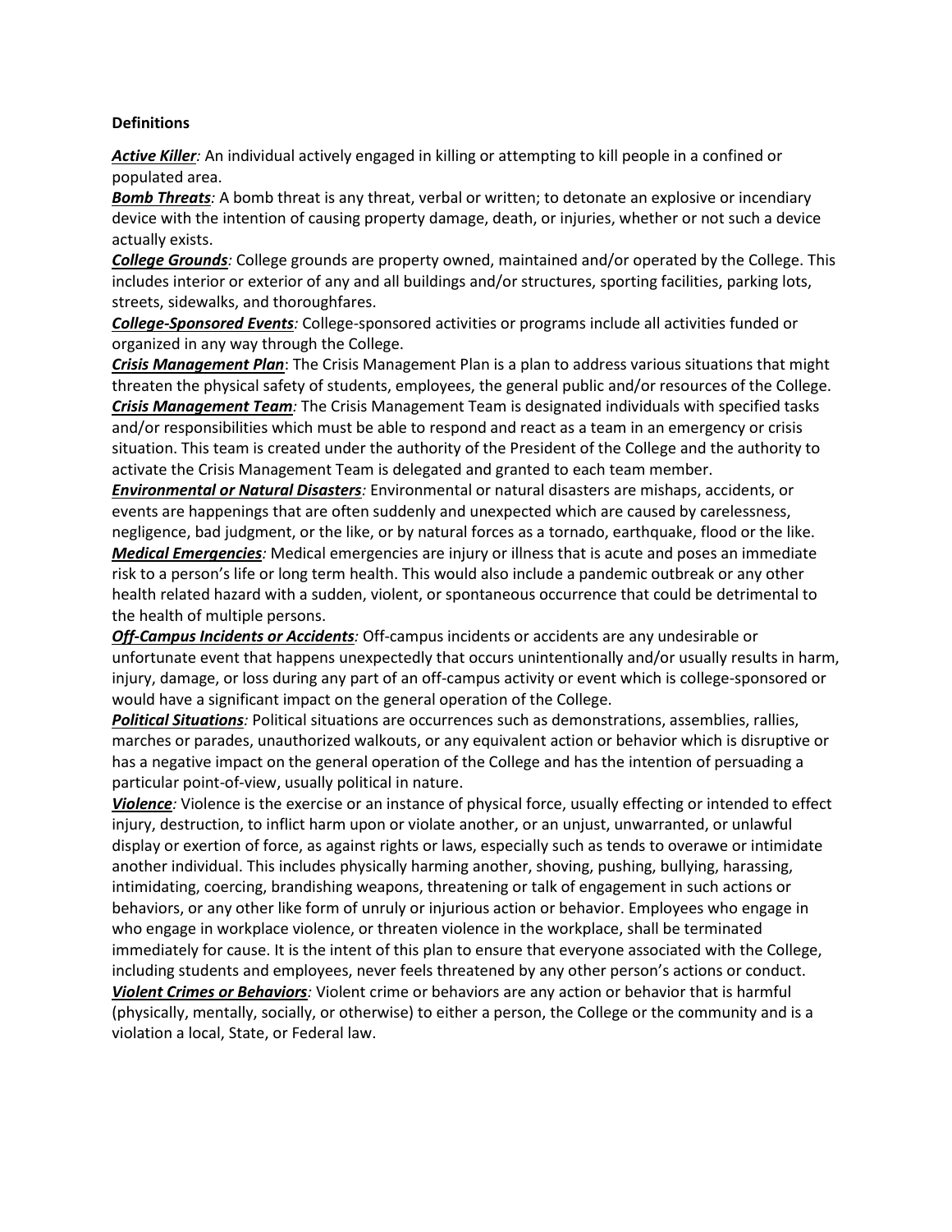**Definitions**

***Active Killer**:* An individual actively engaged in killing or attempting to kill people in a confined or populated area.

***Bomb Threats**:* A bomb threat is any threat, verbal or written; to detonate an explosive or incendiary device with the intention of causing property damage, death, or injuries, whether or not such a device actually exists.

***College Grounds**:* College grounds are property owned, maintained and/or operated by the College. This includes interior or exterior of any and all buildings and/or structures, sporting facilities, parking lots, streets, sidewalks, and thoroughfares.

***College-Sponsored Events**:* College-sponsored activities or programs include all activities funded or organized in any way through the College.

***Crisis Management Plan***: The Crisis Management Plan is a plan to address various situations that might threaten the physical safety of students, employees, the general public and/or resources of the College.

***Crisis Management Team**:* The Crisis Management Team is designated individuals with specified tasks and/or responsibilities which must be able to respond and react as a team in an emergency or crisis situation. This team is created under the authority of the President of the College and the authority to activate the Crisis Management Team is delegated and granted to each team member.

***Environmental or Natural Disasters**:* Environmental or natural disasters are mishaps, accidents, or events are happenings that are often suddenly and unexpected which are caused by carelessness, negligence, bad judgment, or the like, or by natural forces as a tornado, earthquake, flood or the like.

***Medical Emergencies**:* Medical emergencies are injury or illness that is acute and poses an immediate risk to a person's life or long term health. This would also include a pandemic outbreak or any other health related hazard with a sudden, violent, or spontaneous occurrence that could be detrimental to the health of multiple persons.

***Off-Campus Incidents or Accidents**:* Off-campus incidents or accidents are any undesirable or unfortunate event that happens unexpectedly that occurs unintentionally and/or usually results in harm, injury, damage, or loss during any part of an off-campus activity or event which is college-sponsored or would have a significant impact on the general operation of the College.

***Political Situations**:* Political situations are occurrences such as demonstrations, assemblies, rallies, marches or parades, unauthorized walkouts, or any equivalent action or behavior which is disruptive or has a negative impact on the general operation of the College and has the intention of persuading a particular point-of-view, usually political in nature.

***Violence**:* Violence is the exercise or an instance of physical force, usually effecting or intended to effect injury, destruction, to inflict harm upon or violate another, or an unjust, unwarranted, or unlawful display or exertion of force, as against rights or laws, especially such as tends to overawe or intimidate another individual. This includes physically harming another, shoving, pushing, bullying, harassing, intimidating, coercing, brandishing weapons, threatening or talk of engagement in such actions or behaviors, or any other like form of unruly or injurious action or behavior. Employees who engage in who engage in workplace violence, or threaten violence in the workplace, shall be terminated immediately for cause. It is the intent of this plan to ensure that everyone associated with the College, including students and employees, never feels threatened by any other person's actions or conduct.

***Violent Crimes or Behaviors**:* Violent crime or behaviors are any action or behavior that is harmful (physically, mentally, socially, or otherwise) to either a person, the College or the community and is a violation a local, State, or Federal law.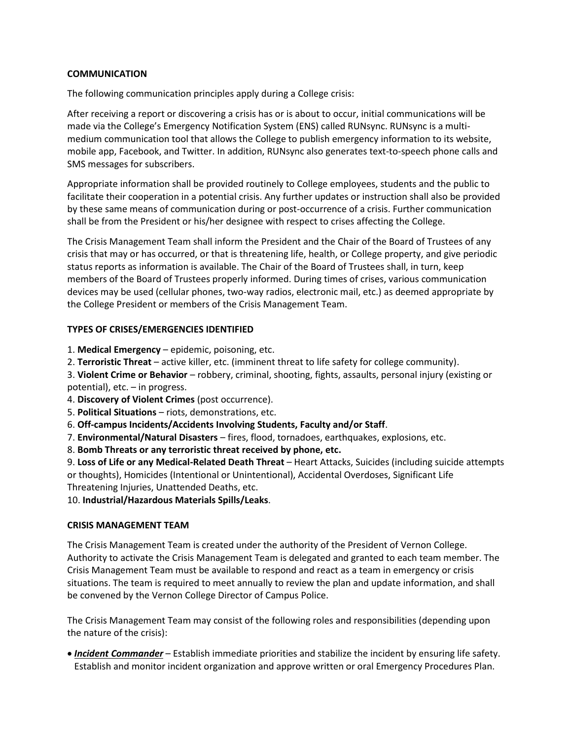## COMMUNICATION

The following communication principles apply during a College crisis:

After receiving a report or discovering a crisis has or is about to occur, initial communications will be made via the College's Emergency Notification System (ENS) called RUNsync. RUNsync is a multi-medium communication tool that allows the College to publish emergency information to its website, mobile app, Facebook, and Twitter. In addition, RUNsync also generates text-to-speech phone calls and SMS messages for subscribers.

Appropriate information shall be provided routinely to College employees, students and the public to facilitate their cooperation in a potential crisis. Any further updates or instruction shall also be provided by these same means of communication during or post-occurrence of a crisis. Further communication shall be from the President or his/her designee with respect to crises affecting the College.

The Crisis Management Team shall inform the President and the Chair of the Board of Trustees of any crisis that may or has occurred, or that is threatening life, health, or College property, and give periodic status reports as information is available. The Chair of the Board of Trustees shall, in turn, keep members of the Board of Trustees properly informed. During times of crises, various communication devices may be used (cellular phones, two-way radios, electronic mail, etc.) as deemed appropriate by the College President or members of the Crisis Management Team.

## TYPES OF CRISES/EMERGENCIES IDENTIFIED

1. **Medical Emergency** – epidemic, poisoning, etc.
2. **Terroristic Threat** – active killer, etc. (imminent threat to life safety for college community).
3. **Violent Crime or Behavior** – robbery, criminal, shooting, fights, assaults, personal injury (existing or potential), etc. – in progress.
4. **Discovery of Violent Crimes** (post occurrence).
5. **Political Situations** – riots, demonstrations, etc.
6. **Off-campus Incidents/Accidents Involving Students, Faculty and/or Staff**.
7. **Environmental/Natural Disasters** – fires, flood, tornadoes, earthquakes, explosions, etc.
8. **Bomb Threats or any terroristic threat received by phone, etc.**
9. **Loss of Life or any Medical-Related Death Threat** – Heart Attacks, Suicides (including suicide attempts or thoughts), Homicides (Intentional or Unintentional), Accidental Overdoses, Significant Life Threatening Injuries, Unattended Deaths, etc.
10. **Industrial/Hazardous Materials Spills/Leaks**.

## CRISIS MANAGEMENT TEAM

The Crisis Management Team is created under the authority of the President of Vernon College. Authority to activate the Crisis Management Team is delegated and granted to each team member. The Crisis Management Team must be available to respond and react as a team in emergency or crisis situations. The team is required to meet annually to review the plan and update information, and shall be convened by the Vernon College Director of Campus Police.

The Crisis Management Team may consist of the following roles and responsibilities (depending upon the nature of the crisis):

- ***Incident Commander*** – Establish immediate priorities and stabilize the incident by ensuring life safety. Establish and monitor incident organization and approve written or oral Emergency Procedures Plan.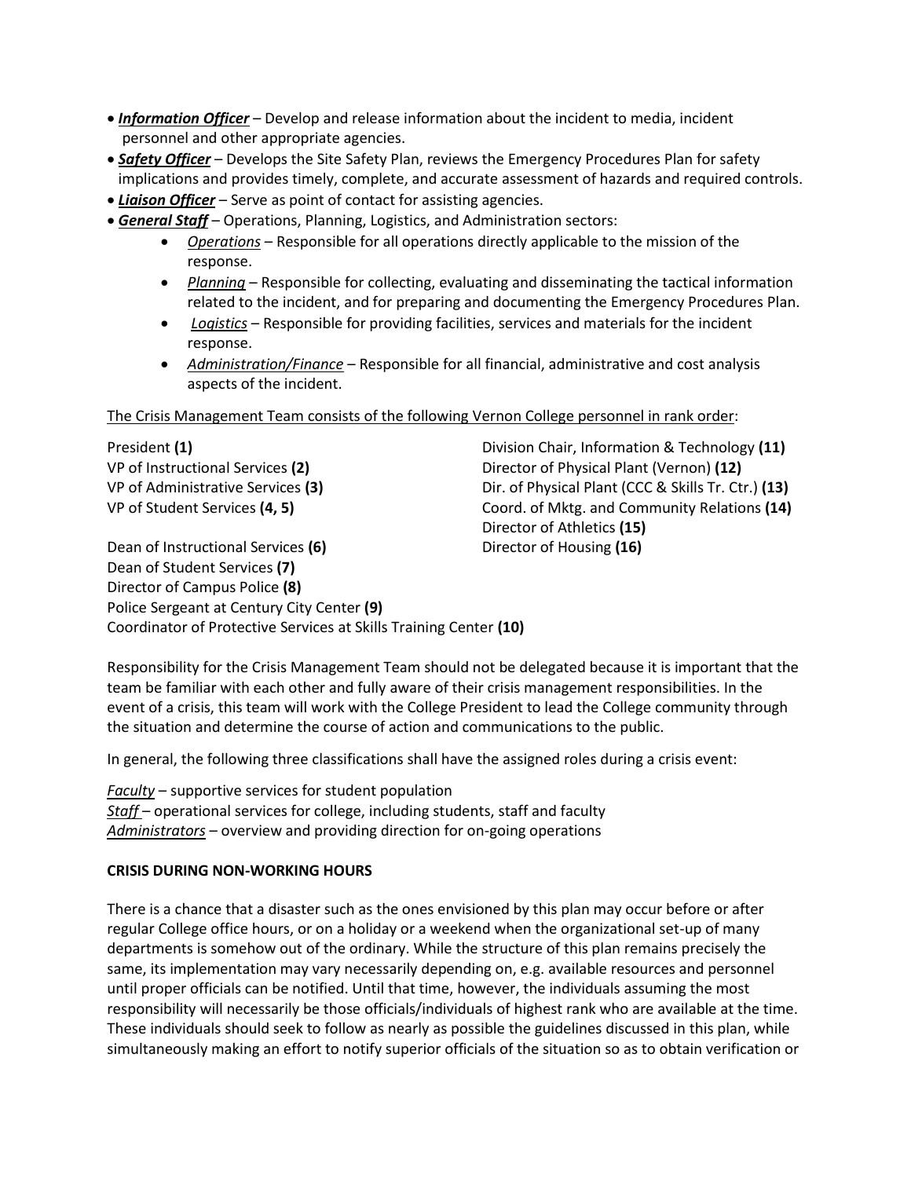- ***Information Officer*** – Develop and release information about the incident to media, incident personnel and other appropriate agencies.
- ***Safety Officer*** – Develops the Site Safety Plan, reviews the Emergency Procedures Plan for safety implications and provides timely, complete, and accurate assessment of hazards and required controls.
- ***Liaison Officer*** – Serve as point of contact for assisting agencies.
- ***General Staff*** – Operations, Planning, Logistics, and Administration sectors:
  - *Operations* – Responsible for all operations directly applicable to the mission of the response.
  - *Planning* – Responsible for collecting, evaluating and disseminating the tactical information related to the incident, and for preparing and documenting the Emergency Procedures Plan.
  - *Logistics* – Responsible for providing facilities, services and materials for the incident response.
  - *Administration/Finance* – Responsible for all financial, administrative and cost analysis aspects of the incident.

The Crisis Management Team consists of the following Vernon College personnel in rank order:

President **(1)**
VP of Instructional Services **(2)**
VP of Administrative Services **(3)**
VP of Student Services **(4, 5)**
Dean of Instructional Services **(6)**
Dean of Student Services **(7)**
Director of Campus Police **(8)**
Police Sergeant at Century City Center **(9)**
Coordinator of Protective Services at Skills Training Center **(10)**
Division Chair, Information & Technology **(11)**
Director of Physical Plant (Vernon) **(12)**
Dir. of Physical Plant (CCC & Skills Tr. Ctr.) **(13)**
Coord. of Mktg. and Community Relations **(14)**
Director of Athletics **(15)**
Director of Housing **(16)**

Responsibility for the Crisis Management Team should not be delegated because it is important that the team be familiar with each other and fully aware of their crisis management responsibilities. In the event of a crisis, this team will work with the College President to lead the College community through the situation and determine the course of action and communications to the public.

In general, the following three classifications shall have the assigned roles during a crisis event:

*Faculty* – supportive services for student population
*Staff* – operational services for college, including students, staff and faculty
*Administrators* – overview and providing direction for on-going operations

**CRISIS DURING NON-WORKING HOURS**

There is a chance that a disaster such as the ones envisioned by this plan may occur before or after regular College office hours, or on a holiday or a weekend when the organizational set-up of many departments is somehow out of the ordinary. While the structure of this plan remains precisely the same, its implementation may vary necessarily depending on, e.g. available resources and personnel until proper officials can be notified. Until that time, however, the individuals assuming the most responsibility will necessarily be those officials/individuals of highest rank who are available at the time. These individuals should seek to follow as nearly as possible the guidelines discussed in this plan, while simultaneously making an effort to notify superior officials of the situation so as to obtain verification or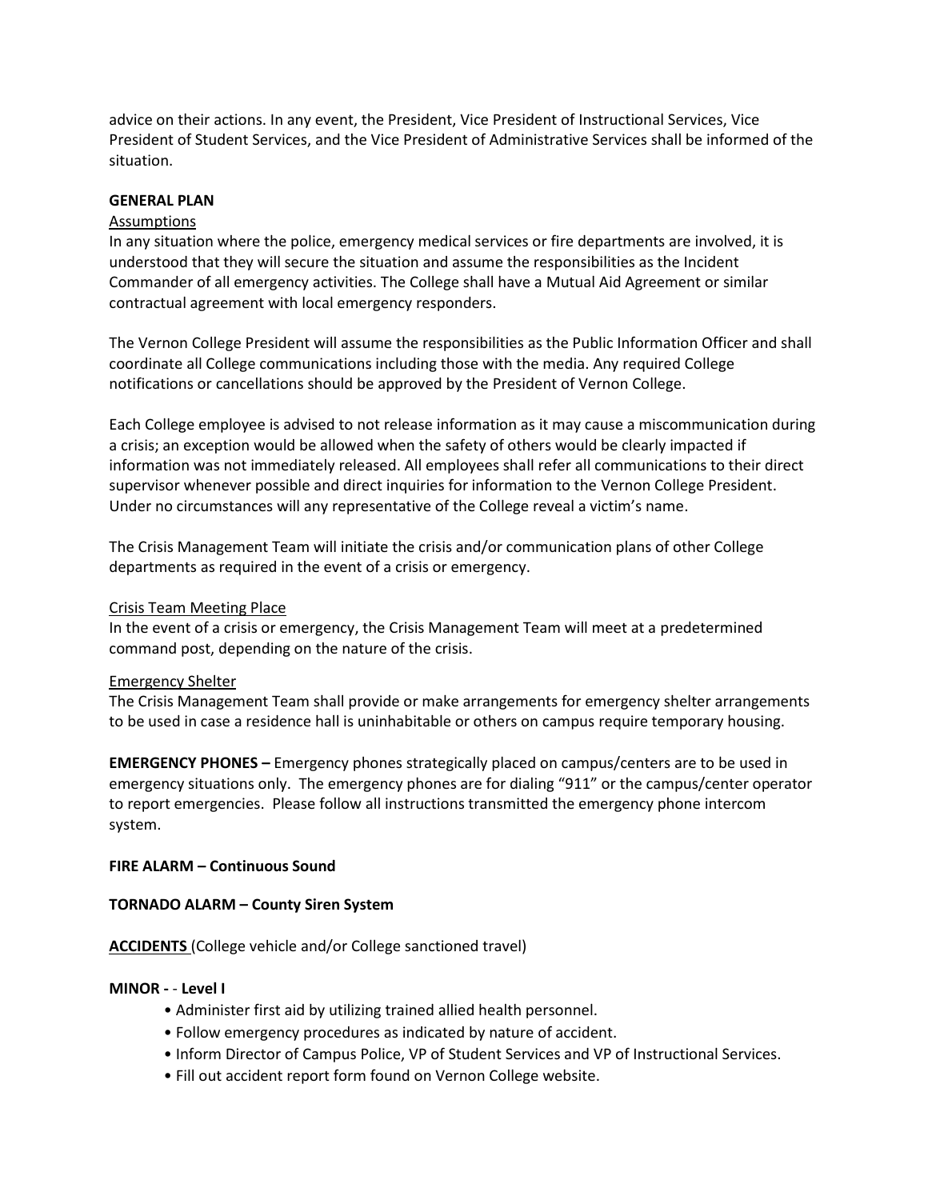advice on their actions. In any event, the President, Vice President of Instructional Services, Vice President of Student Services, and the Vice President of Administrative Services shall be informed of the situation.

**GENERAL PLAN**

Assumptions

In any situation where the police, emergency medical services or fire departments are involved, it is understood that they will secure the situation and assume the responsibilities as the Incident Commander of all emergency activities. The College shall have a Mutual Aid Agreement or similar contractual agreement with local emergency responders.

The Vernon College President will assume the responsibilities as the Public Information Officer and shall coordinate all College communications including those with the media. Any required College notifications or cancellations should be approved by the President of Vernon College.

Each College employee is advised to not release information as it may cause a miscommunication during a crisis; an exception would be allowed when the safety of others would be clearly impacted if information was not immediately released. All employees shall refer all communications to their direct supervisor whenever possible and direct inquiries for information to the Vernon College President. Under no circumstances will any representative of the College reveal a victim's name.

The Crisis Management Team will initiate the crisis and/or communication plans of other College departments as required in the event of a crisis or emergency.

Crisis Team Meeting Place

In the event of a crisis or emergency, the Crisis Management Team will meet at a predetermined command post, depending on the nature of the crisis.

Emergency Shelter

The Crisis Management Team shall provide or make arrangements for emergency shelter arrangements to be used in case a residence hall is uninhabitable or others on campus require temporary housing.

**EMERGENCY PHONES –** Emergency phones strategically placed on campus/centers are to be used in emergency situations only. The emergency phones are for dialing "911" or the campus/center operator to report emergencies. Please follow all instructions transmitted the emergency phone intercom system.

**FIRE ALARM – Continuous Sound**

**TORNADO ALARM – County Siren System**

**ACCIDENTS** (College vehicle and/or College sanctioned travel)

**MINOR - - Level I**

- Administer first aid by utilizing trained allied health personnel.
- Follow emergency procedures as indicated by nature of accident.
- Inform Director of Campus Police, VP of Student Services and VP of Instructional Services.
- Fill out accident report form found on Vernon College website.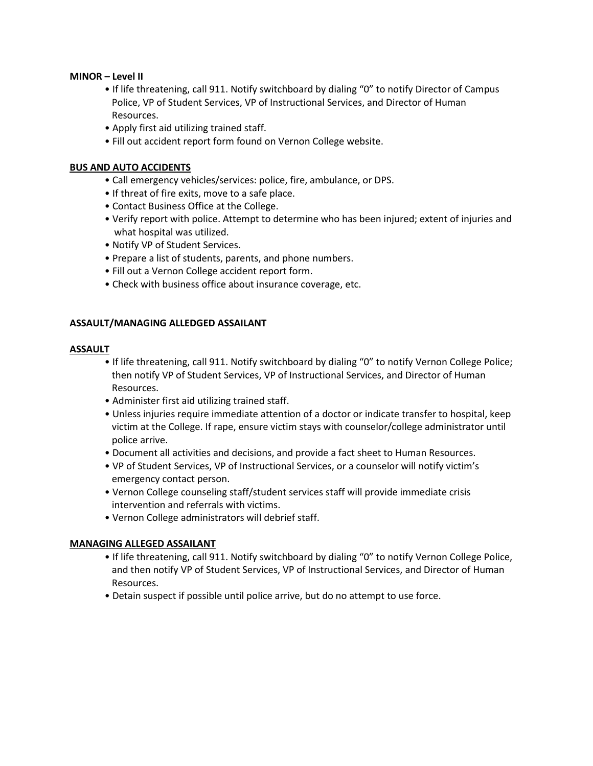**MINOR – Level II**

- If life threatening, call 911. Notify switchboard by dialing "0" to notify Director of Campus Police, VP of Student Services, VP of Instructional Services, and Director of Human Resources.
- Apply first aid utilizing trained staff.
- Fill out accident report form found on Vernon College website.

**BUS AND AUTO ACCIDENTS**

- Call emergency vehicles/services: police, fire, ambulance, or DPS.
- If threat of fire exits, move to a safe place.
- Contact Business Office at the College.
- Verify report with police. Attempt to determine who has been injured; extent of injuries and what hospital was utilized.
- Notify VP of Student Services.
- Prepare a list of students, parents, and phone numbers.
- Fill out a Vernon College accident report form.
- Check with business office about insurance coverage, etc.

**ASSAULT/MANAGING ALLEDGED ASSAILANT**

**ASSAULT**

- If life threatening, call 911. Notify switchboard by dialing "0" to notify Vernon College Police; then notify VP of Student Services, VP of Instructional Services, and Director of Human Resources.
- Administer first aid utilizing trained staff.
- Unless injuries require immediate attention of a doctor or indicate transfer to hospital, keep victim at the College. If rape, ensure victim stays with counselor/college administrator until police arrive.
- Document all activities and decisions, and provide a fact sheet to Human Resources.
- VP of Student Services, VP of Instructional Services, or a counselor will notify victim's emergency contact person.
- Vernon College counseling staff/student services staff will provide immediate crisis intervention and referrals with victims.
- Vernon College administrators will debrief staff.

**MANAGING ALLEGED ASSAILANT**

- If life threatening, call 911. Notify switchboard by dialing "0" to notify Vernon College Police, and then notify VP of Student Services, VP of Instructional Services, and Director of Human Resources.
- Detain suspect if possible until police arrive, but do no attempt to use force.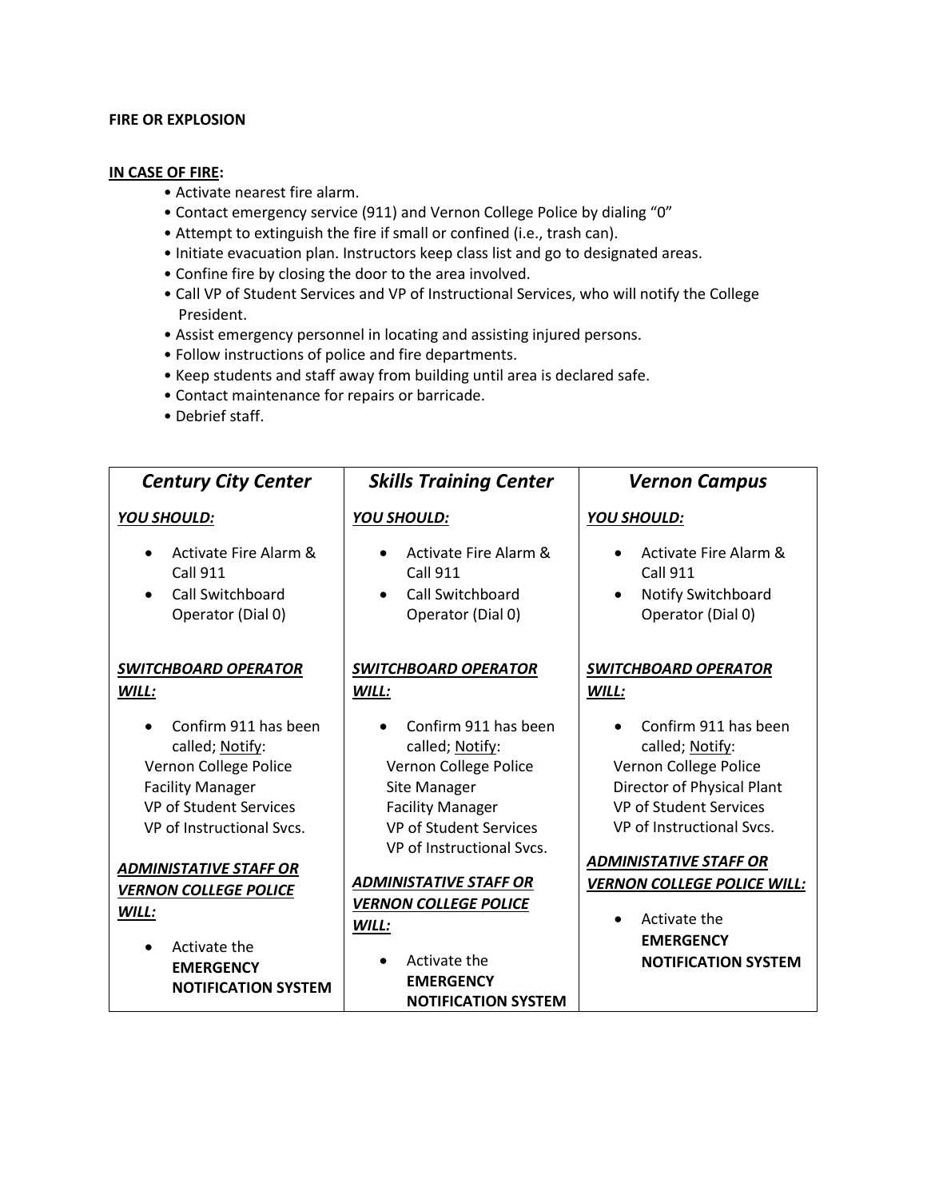**FIRE OR EXPLOSION**

**IN CASE OF FIRE:**

- Activate nearest fire alarm.
- Contact emergency service (911) and Vernon College Police by dialing "0"
- Attempt to extinguish the fire if small or confined (i.e., trash can).
- Initiate evacuation plan. Instructors keep class list and go to designated areas.
- Confine fire by closing the door to the area involved.
- Call VP of Student Services and VP of Instructional Services, who will notify the College President.
- Assist emergency personnel in locating and assisting injured persons.
- Follow instructions of police and fire departments.
- Keep students and staff away from building until area is declared safe.
- Contact maintenance for repairs or barricade.
- Debrief staff.

| ***Century City Center*** | ***Skills Training Center*** | ***Vernon Campus*** |
|---|---|---|
| ***YOU SHOULD:*** | ***YOU SHOULD:*** | ***YOU SHOULD:*** |
| • Activate Fire Alarm & Call 911<br>• Call Switchboard Operator (Dial 0) | • Activate Fire Alarm & Call 911<br>• Call Switchboard Operator (Dial 0) | • Activate Fire Alarm & Call 911<br>• Notify Switchboard Operator (Dial 0) |
| ***SWITCHBOARD OPERATOR WILL:*** | ***SWITCHBOARD OPERATOR WILL:*** | ***SWITCHBOARD OPERATOR WILL:*** |
| • Confirm 911 has been called; Notify:<br>Vernon College Police<br>Facility Manager<br>VP of Student Services<br>VP of Instructional Svcs. | • Confirm 911 has been called; Notify:<br>Vernon College Police<br>Site Manager<br>Facility Manager<br>VP of Student Services<br>VP of Instructional Svcs. | • Confirm 911 has been called; Notify:<br>Vernon College Police<br>Director of Physical Plant<br>VP of Student Services<br>VP of Instructional Svcs. |
| ***ADMINISTATIVE STAFF OR VERNON COLLEGE POLICE WILL:*** | ***ADMINISTATIVE STAFF OR VERNON COLLEGE POLICE WILL:*** | ***ADMINISTATIVE STAFF OR VERNON COLLEGE POLICE WILL:*** |
| • Activate the **EMERGENCY NOTIFICATION SYSTEM** | • Activate the **EMERGENCY NOTIFICATION SYSTEM** | • Activate the **EMERGENCY NOTIFICATION SYSTEM** |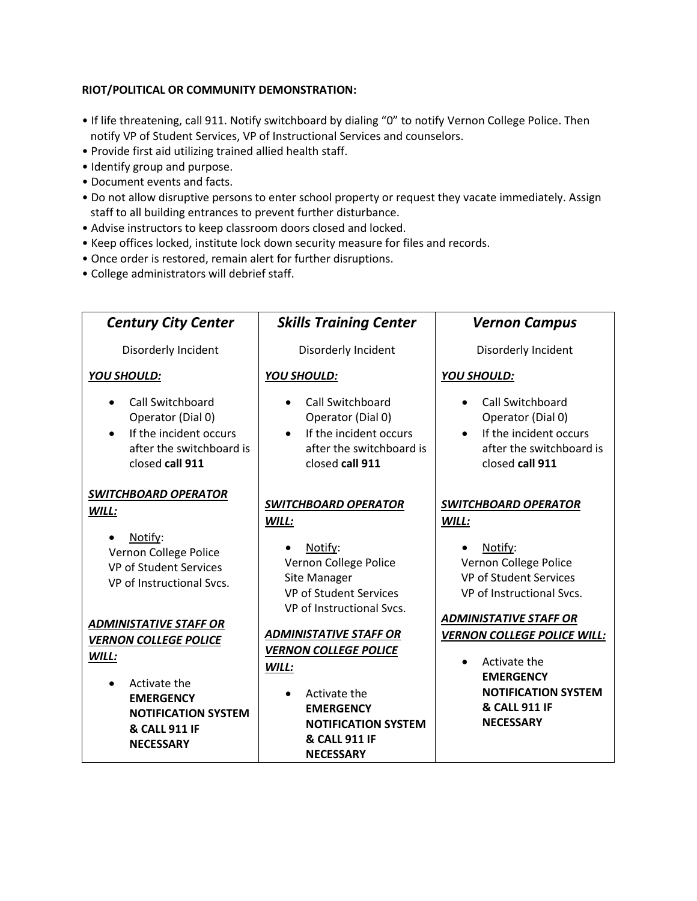**RIOT/POLITICAL OR COMMUNITY DEMONSTRATION:**

- If life threatening, call 911. Notify switchboard by dialing "0" to notify Vernon College Police. Then notify VP of Student Services, VP of Instructional Services and counselors.
- Provide first aid utilizing trained allied health staff.
- Identify group and purpose.
- Document events and facts.
- Do not allow disruptive persons to enter school property or request they vacate immediately. Assign staff to all building entrances to prevent further disturbance.
- Advise instructors to keep classroom doors closed and locked.
- Keep offices locked, institute lock down security measure for files and records.
- Once order is restored, remain alert for further disruptions.
- College administrators will debrief staff.

| ***Century City Center*** | ***Skills Training Center*** | ***Vernon Campus*** |
|---|---|---|
| Disorderly Incident | Disorderly Incident | Disorderly Incident |
| ***YOU SHOULD:*** | ***YOU SHOULD:*** | ***YOU SHOULD:*** |
| • Call Switchboard Operator (Dial 0)<br>• If the incident occurs after the switchboard is closed **call 911** | • Call Switchboard Operator (Dial 0)<br>• If the incident occurs after the switchboard is closed **call 911** | • Call Switchboard Operator (Dial 0)<br>• If the incident occurs after the switchboard is closed **call 911** |
| ***SWITCHBOARD OPERATOR WILL:*** | ***SWITCHBOARD OPERATOR WILL:*** | ***SWITCHBOARD OPERATOR WILL:*** |
| • Notify:<br>Vernon College Police<br>VP of Student Services<br>VP of Instructional Svcs. | • Notify:<br>Vernon College Police<br>Site Manager<br>VP of Student Services<br>VP of Instructional Svcs. | • Notify:<br>Vernon College Police<br>VP of Student Services<br>VP of Instructional Svcs. |
| ***ADMINISTATIVE STAFF OR VERNON COLLEGE POLICE WILL:*** | ***ADMINISTATIVE STAFF OR VERNON COLLEGE POLICE WILL:*** | ***ADMINISTATIVE STAFF OR VERNON COLLEGE POLICE WILL:*** |
| • Activate the **EMERGENCY NOTIFICATION SYSTEM & CALL 911 IF NECESSARY** | • Activate the **EMERGENCY NOTIFICATION SYSTEM & CALL 911 IF NECESSARY** | • Activate the **EMERGENCY NOTIFICATION SYSTEM & CALL 911 IF NECESSARY** |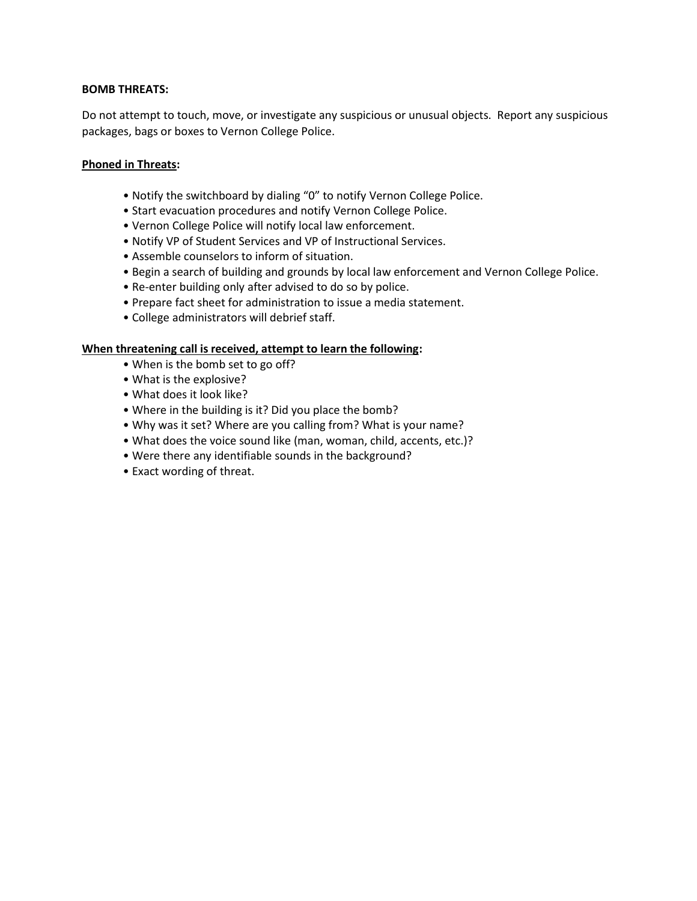**BOMB THREATS:**

Do not attempt to touch, move, or investigate any suspicious or unusual objects. Report any suspicious packages, bags or boxes to Vernon College Police.

**<u>Phoned in Threats</u>:**

- Notify the switchboard by dialing "0" to notify Vernon College Police.
- Start evacuation procedures and notify Vernon College Police.
- Vernon College Police will notify local law enforcement.
- Notify VP of Student Services and VP of Instructional Services.
- Assemble counselors to inform of situation.
- Begin a search of building and grounds by local law enforcement and Vernon College Police.
- Re-enter building only after advised to do so by police.
- Prepare fact sheet for administration to issue a media statement.
- College administrators will debrief staff.

**<u>When threatening call is received, attempt to learn the following</u>:**

- When is the bomb set to go off?
- What is the explosive?
- What does it look like?
- Where in the building is it? Did you place the bomb?
- Why was it set? Where are you calling from? What is your name?
- What does the voice sound like (man, woman, child, accents, etc.)?
- Were there any identifiable sounds in the background?
- Exact wording of threat.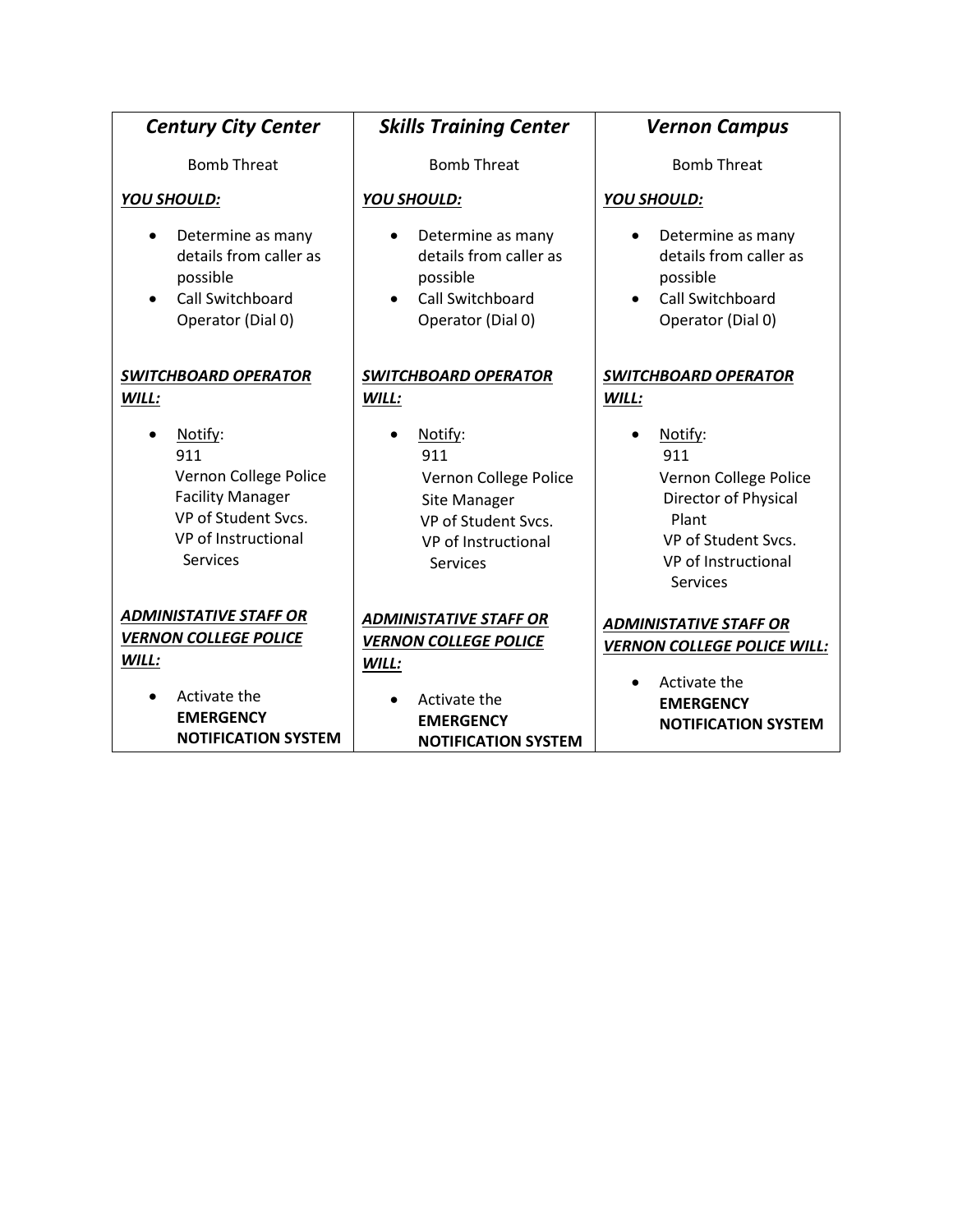| *Century City Center* | *Skills Training Center* | *Vernon Campus* |
| --- | --- | --- |
| Bomb Threat | Bomb Threat | Bomb Threat |
| ***YOU SHOULD:*** | ***YOU SHOULD:*** | ***YOU SHOULD:*** |
| • Determine as many details from caller as possible<br>• Call Switchboard Operator (Dial 0) | • Determine as many details from caller as possible<br>• Call Switchboard Operator (Dial 0) | • Determine as many details from caller as possible<br>• Call Switchboard Operator (Dial 0) |
| ***SWITCHBOARD OPERATOR WILL:*** | ***SWITCHBOARD OPERATOR WILL:*** | ***SWITCHBOARD OPERATOR WILL:*** |
| • Notify:<br>911<br>Vernon College Police<br>Facility Manager<br>VP of Student Svcs.<br>VP of Instructional Services | • Notify:<br>911<br>Vernon College Police<br>Site Manager<br>VP of Student Svcs.<br>VP of Instructional Services | • Notify:<br>911<br>Vernon College Police<br>Director of Physical Plant<br>VP of Student Svcs.<br>VP of Instructional Services |
| ***ADMINISTATIVE STAFF OR VERNON COLLEGE POLICE WILL:*** | ***ADMINISTATIVE STAFF OR VERNON COLLEGE POLICE WILL:*** | ***ADMINISTATIVE STAFF OR VERNON COLLEGE POLICE WILL:*** |
| • Activate the **EMERGENCY NOTIFICATION SYSTEM** | • Activate the **EMERGENCY NOTIFICATION SYSTEM** | • Activate the **EMERGENCY NOTIFICATION SYSTEM** |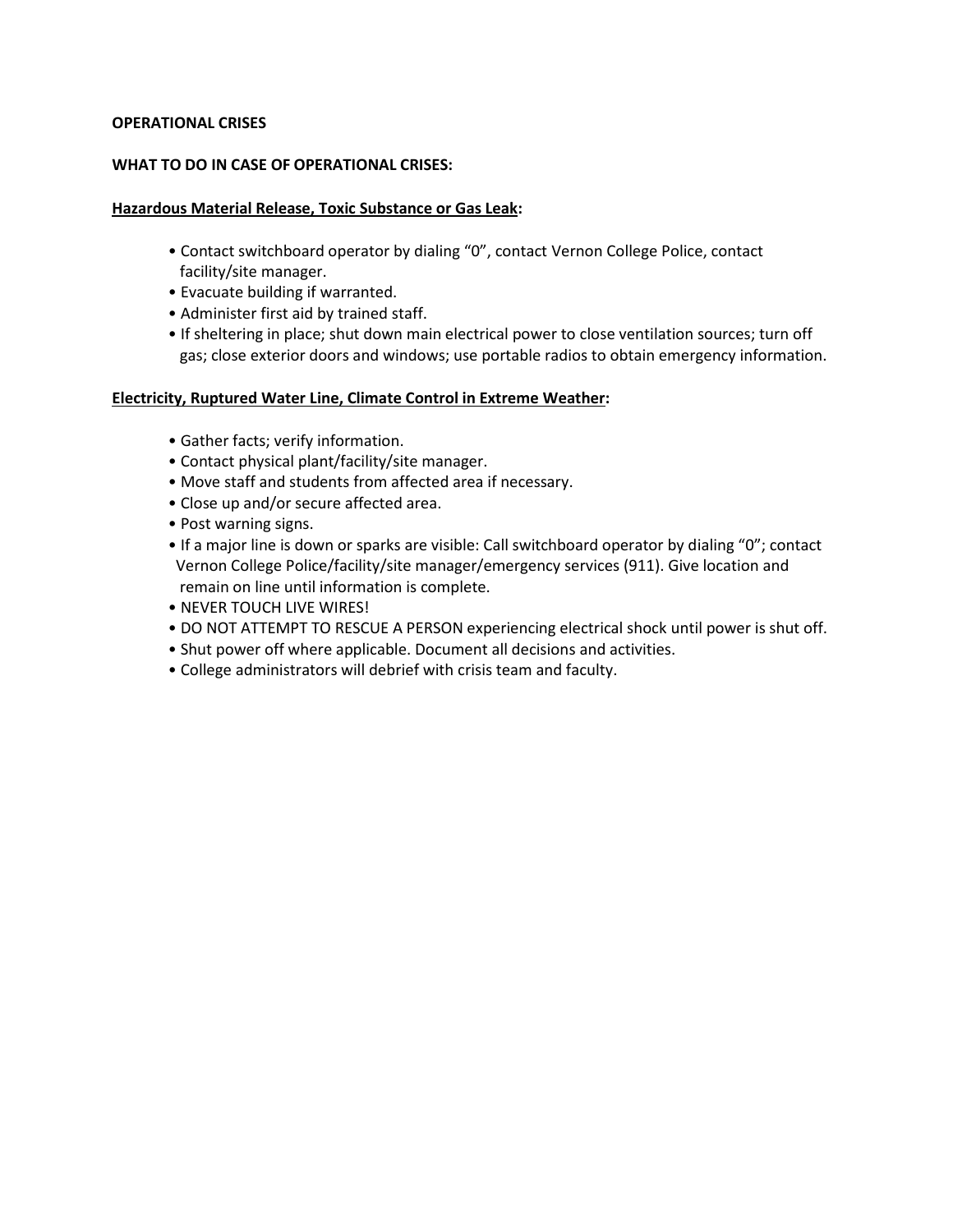**OPERATIONAL CRISES**

**WHAT TO DO IN CASE OF OPERATIONAL CRISES:**

**Hazardous Material Release, Toxic Substance or Gas Leak:**

- Contact switchboard operator by dialing "0", contact Vernon College Police, contact facility/site manager.
- Evacuate building if warranted.
- Administer first aid by trained staff.
- If sheltering in place; shut down main electrical power to close ventilation sources; turn off gas; close exterior doors and windows; use portable radios to obtain emergency information.

**Electricity, Ruptured Water Line, Climate Control in Extreme Weather:**

- Gather facts; verify information.
- Contact physical plant/facility/site manager.
- Move staff and students from affected area if necessary.
- Close up and/or secure affected area.
- Post warning signs.
- If a major line is down or sparks are visible: Call switchboard operator by dialing "0"; contact Vernon College Police/facility/site manager/emergency services (911). Give location and remain on line until information is complete.
- NEVER TOUCH LIVE WIRES!
- DO NOT ATTEMPT TO RESCUE A PERSON experiencing electrical shock until power is shut off.
- Shut power off where applicable. Document all decisions and activities.
- College administrators will debrief with crisis team and faculty.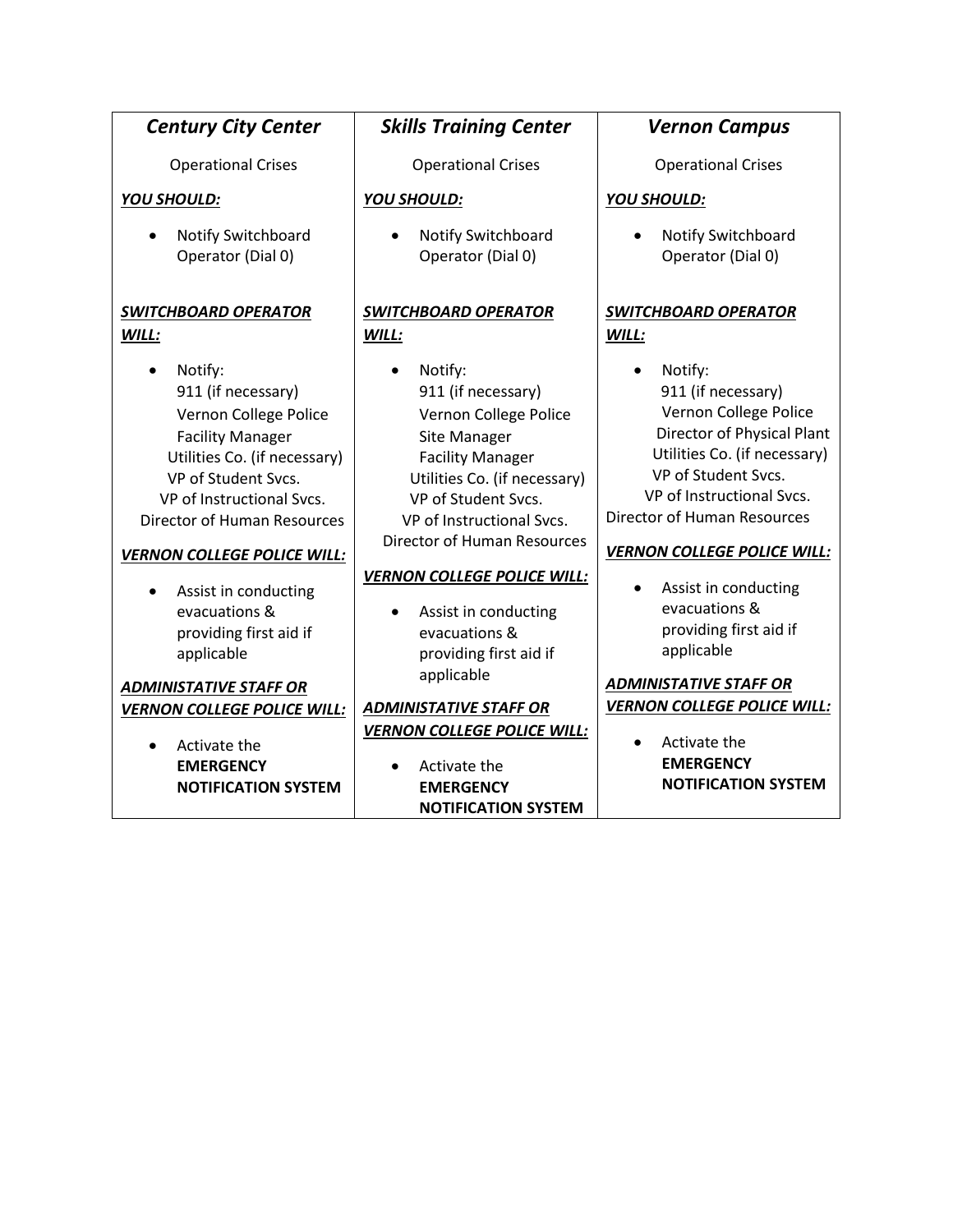| ***Century City Center*** | ***Skills Training Center*** | ***Vernon Campus*** |
|---|---|---|
| Operational Crises | Operational Crises | Operational Crises |
| ***YOU SHOULD:*** | ***YOU SHOULD:*** | ***YOU SHOULD:*** |
| • Notify Switchboard Operator (Dial 0) | • Notify Switchboard Operator (Dial 0) | • Notify Switchboard Operator (Dial 0) |
| ***SWITCHBOARD OPERATOR WILL:*** | ***SWITCHBOARD OPERATOR WILL:*** | ***SWITCHBOARD OPERATOR WILL:*** |
| • Notify:<br>911 (if necessary)<br>Vernon College Police<br>Facility Manager<br>Utilities Co. (if necessary)<br>VP of Student Svcs.<br>VP of Instructional Svcs.<br>Director of Human Resources | • Notify:<br>911 (if necessary)<br>Vernon College Police<br>Site Manager<br>Facility Manager<br>Utilities Co. (if necessary)<br>VP of Student Svcs.<br>VP of Instructional Svcs.<br>Director of Human Resources | • Notify:<br>911 (if necessary)<br>Vernon College Police<br>Director of Physical Plant<br>Utilities Co. (if necessary)<br>VP of Student Svcs.<br>VP of Instructional Svcs.<br>Director of Human Resources |
| ***VERNON COLLEGE POLICE WILL:*** | ***VERNON COLLEGE POLICE WILL:*** | ***VERNON COLLEGE POLICE WILL:*** |
| • Assist in conducting evacuations & providing first aid if applicable | • Assist in conducting evacuations & providing first aid if applicable | • Assist in conducting evacuations & providing first aid if applicable |
| ***ADMINISTATIVE STAFF OR VERNON COLLEGE POLICE WILL:*** | ***ADMINISTATIVE STAFF OR VERNON COLLEGE POLICE WILL:*** | ***ADMINISTATIVE STAFF OR VERNON COLLEGE POLICE WILL:*** |
| • Activate the **EMERGENCY NOTIFICATION SYSTEM** | • Activate the **EMERGENCY NOTIFICATION SYSTEM** | • Activate the **EMERGENCY NOTIFICATION SYSTEM** |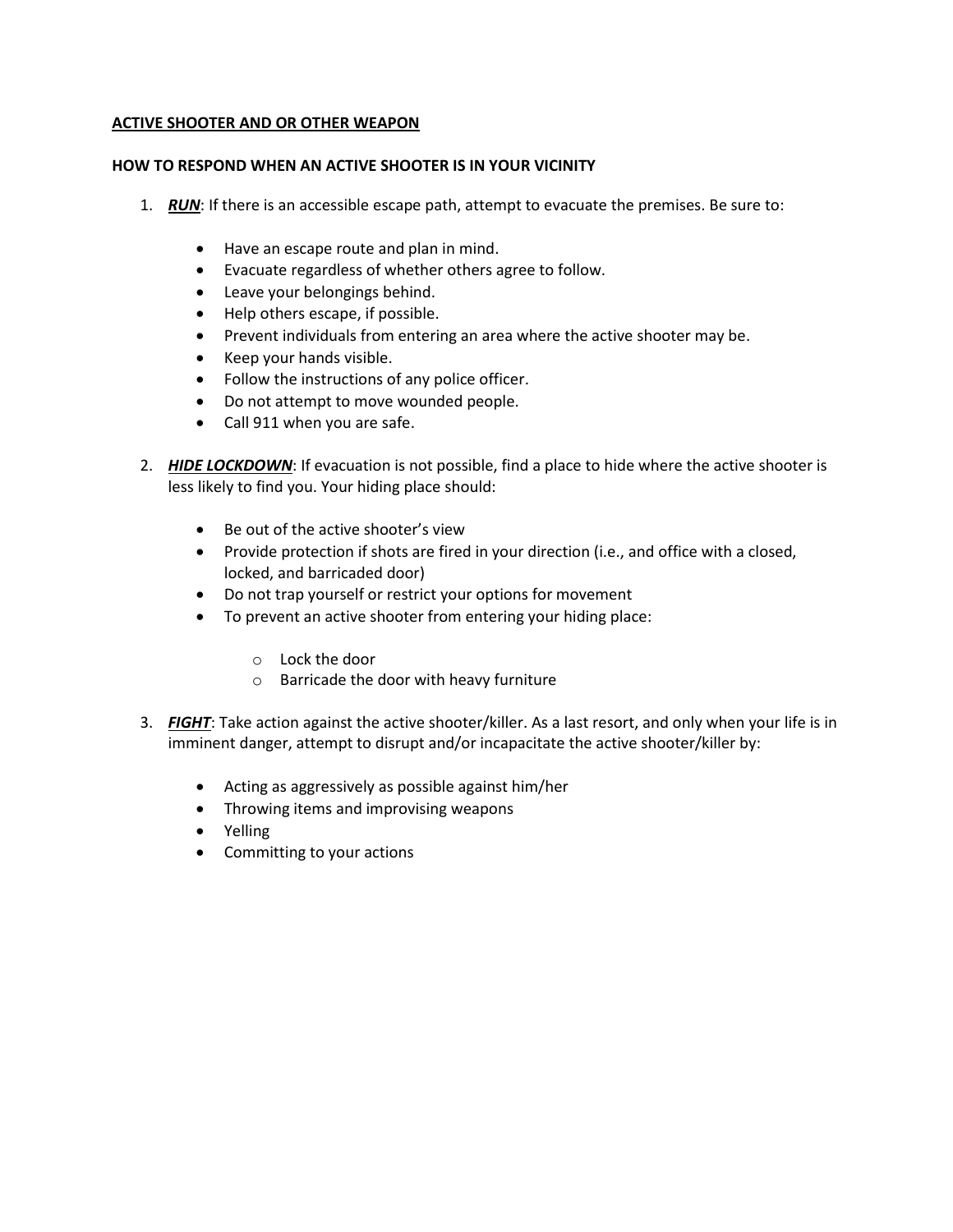**ACTIVE SHOOTER AND OR OTHER WEAPON**

**HOW TO RESPOND WHEN AN ACTIVE SHOOTER IS IN YOUR VICINITY**

1. ***RUN***: If there is an accessible escape path, attempt to evacuate the premises. Be sure to:

    - Have an escape route and plan in mind.
    - Evacuate regardless of whether others agree to follow.
    - Leave your belongings behind.
    - Help others escape, if possible.
    - Prevent individuals from entering an area where the active shooter may be.
    - Keep your hands visible.
    - Follow the instructions of any police officer.
    - Do not attempt to move wounded people.
    - Call 911 when you are safe.

2. ***HIDE LOCKDOWN***: If evacuation is not possible, find a place to hide where the active shooter is less likely to find you. Your hiding place should:

    - Be out of the active shooter's view
    - Provide protection if shots are fired in your direction (i.e., and office with a closed, locked, and barricaded door)
    - Do not trap yourself or restrict your options for movement
    - To prevent an active shooter from entering your hiding place:
        - Lock the door
        - Barricade the door with heavy furniture

3. ***FIGHT***: Take action against the active shooter/killer. As a last resort, and only when your life is in imminent danger, attempt to disrupt and/or incapacitate the active shooter/killer by:

    - Acting as aggressively as possible against him/her
    - Throwing items and improvising weapons
    - Yelling
    - Committing to your actions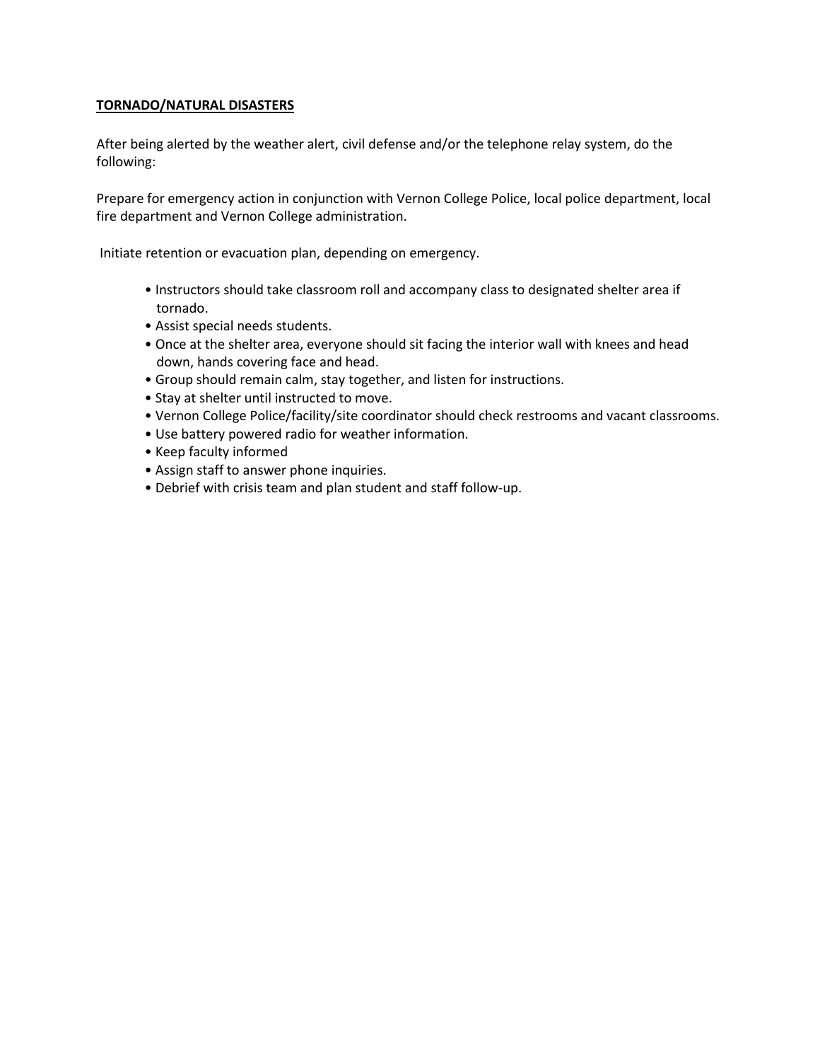**TORNADO/NATURAL DISASTERS**

After being alerted by the weather alert, civil defense and/or the telephone relay system, do the following:

Prepare for emergency action in conjunction with Vernon College Police, local police department, local fire department and Vernon College administration.

Initiate retention or evacuation plan, depending on emergency.

- Instructors should take classroom roll and accompany class to designated shelter area if tornado.
- Assist special needs students.
- Once at the shelter area, everyone should sit facing the interior wall with knees and head down, hands covering face and head.
- Group should remain calm, stay together, and listen for instructions.
- Stay at shelter until instructed to move.
- Vernon College Police/facility/site coordinator should check restrooms and vacant classrooms.
- Use battery powered radio for weather information.
- Keep faculty informed
- Assign staff to answer phone inquiries.
- Debrief with crisis team and plan student and staff follow-up.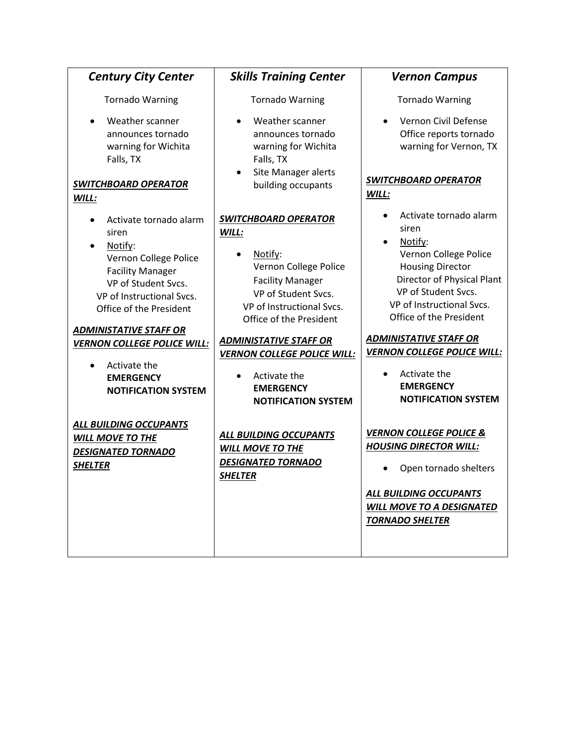| *Century City Center* | *Skills Training Center* | *Vernon Campus* |
|---|---|---|
| Tornado Warning<br><br>• Weather scanner announces tornado warning for Wichita Falls, TX<br><br>***SWITCHBOARD OPERATOR WILL:***<br><br>• Activate tornado alarm siren<br>• Notify:<br>Vernon College Police<br>Facility Manager<br>VP of Student Svcs.<br>VP of Instructional Svcs.<br>Office of the President<br><br>***ADMINISTATIVE STAFF OR VERNON COLLEGE POLICE WILL:***<br><br>• Activate the **EMERGENCY NOTIFICATION SYSTEM**<br><br>***ALL BUILDING OCCUPANTS WILL MOVE TO THE DESIGNATED TORNADO SHELTER*** | Tornado Warning<br><br>• Weather scanner announces tornado warning for Wichita Falls, TX<br>• Site Manager alerts building occupants<br><br>***SWITCHBOARD OPERATOR WILL:***<br><br>• Notify:<br>Vernon College Police<br>Facility Manager<br>VP of Student Svcs.<br>VP of Instructional Svcs.<br>Office of the President<br><br>***ADMINISTATIVE STAFF OR VERNON COLLEGE POLICE WILL:***<br><br>• Activate the **EMERGENCY NOTIFICATION SYSTEM**<br><br>***ALL BUILDING OCCUPANTS WILL MOVE TO THE DESIGNATED TORNADO SHELTER*** | Tornado Warning<br><br>• Vernon Civil Defense Office reports tornado warning for Vernon, TX<br><br>***SWITCHBOARD OPERATOR WILL:***<br><br>• Activate tornado alarm siren<br>• Notify:<br>Vernon College Police<br>Housing Director<br>Director of Physical Plant<br>VP of Student Svcs.<br>VP of Instructional Svcs.<br>Office of the President<br><br>***ADMINISTATIVE STAFF OR VERNON COLLEGE POLICE WILL:***<br><br>• Activate the **EMERGENCY NOTIFICATION SYSTEM**<br><br>***VERNON COLLEGE POLICE & HOUSING DIRECTOR WILL:***<br><br>• Open tornado shelters<br><br>***ALL BUILDING OCCUPANTS WILL MOVE TO A DESIGNATED TORNADO SHELTER*** |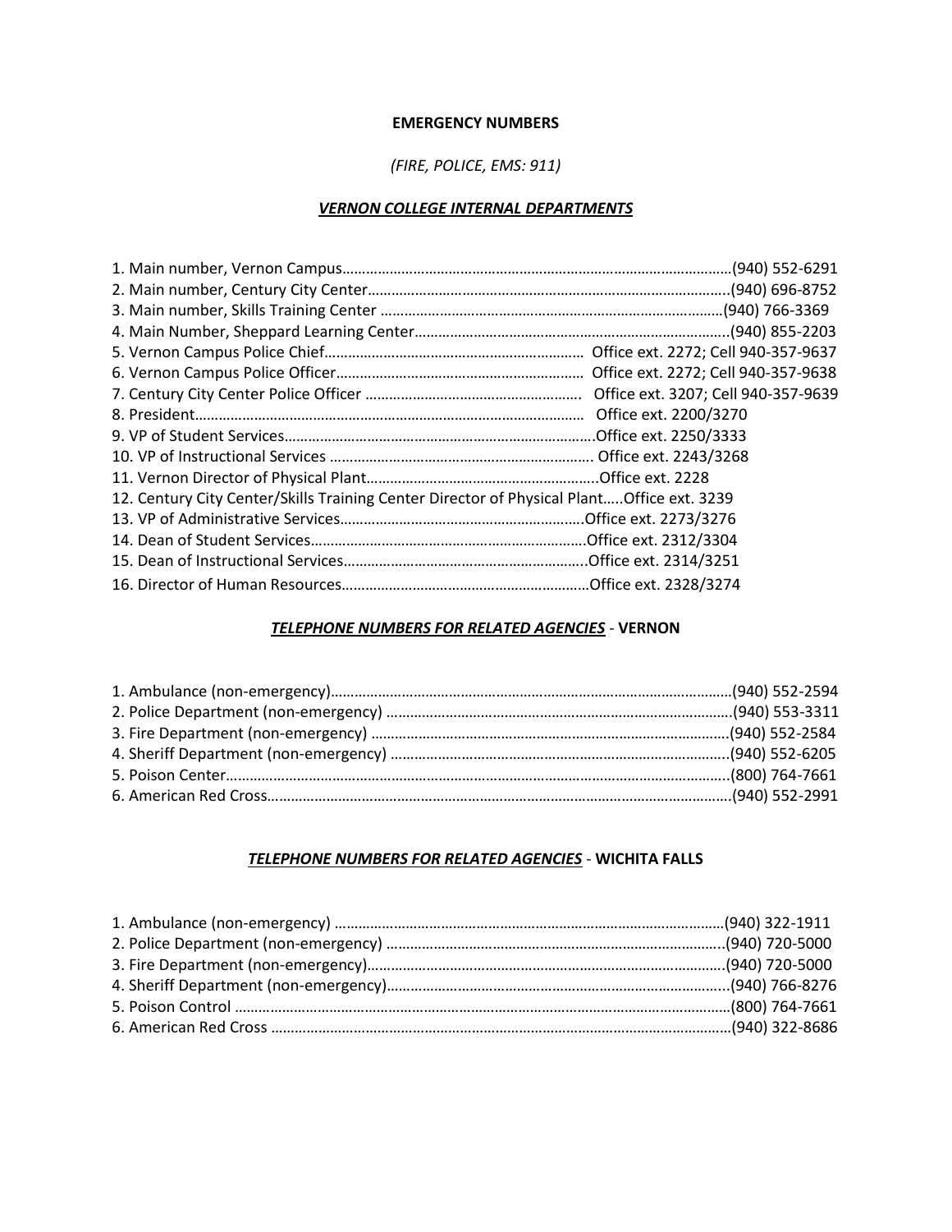**EMERGENCY NUMBERS**

*(FIRE, POLICE, EMS: 911)*

***VERNON COLLEGE INTERNAL DEPARTMENTS***

1. Main number, Vernon Campus………………………………………………………………………………………(940) 552-6291
2. Main number, Century City Center………………………………………………………………………………..(940) 696-8752
3. Main number, Skills Training Center ……………………………………………………………………………(940) 766-3369
4. Main Number, Sheppard Learning Center……………………………………………………………………..(940) 855-2203
5. Vernon Campus Police Chief………………………………………………………… Office ext. 2272; Cell 940-357-9637
6. Vernon Campus Police Officer……………………………………………………… Office ext. 2272; Cell 940-357-9638
7. Century City Center Police Officer ……………………………………………… Office ext. 3207; Cell 940-357-9639
8. President……………………………………………………………………………………… Office ext. 2200/3270
9. VP of Student Services……………………………………………………………………..Office ext. 2250/3333
10. VP of Instructional Services …………………………………………………………. Office ext. 2243/3268
11. Vernon Director of Physical Plant…………………………………………………..Office ext. 2228
12. Century City Center/Skills Training Center Director of Physical Plant…..Office ext. 3239
13. VP of Administrative Services……………………………………………………..Office ext. 2273/3276
14. Dean of Student Services……………………………………………………………..Office ext. 2312/3304
15. Dean of Instructional Services……………………………………………………..Office ext. 2314/3251
16. Director of Human Resources………………………………………………………Office ext. 2328/3274

***TELEPHONE NUMBERS FOR RELATED AGENCIES*** - **VERNON**

1. Ambulance (non-emergency)…………………………………………………………………………………………(940) 552-2594
2. Police Department (non-emergency) ……………………………………………………………………………(940) 553-3311
3. Fire Department (non-emergency) ………………………………………………………………………………(940) 552-2584
4. Sheriff Department (non-emergency) ……………………………………………………………………………(940) 552-6205
5. Poison Center……………………………………………………………………………………………………………(800) 764-7661
6. American Red Cross……………………………………………………………………………………………………(940) 552-2991

***TELEPHONE NUMBERS FOR RELATED AGENCIES*** - **WICHITA FALLS**

1. Ambulance (non-emergency) ………………………………………………………………………………………(940) 322-1911
2. Police Department (non-emergency) ……………………………………………………………………………..(940) 720-5000
3. Fire Department (non-emergency)…………………………………………………………………………………(940) 720-5000
4. Sheriff Department (non-emergency)……………………………………………………………………………...(940) 766-8276
5. Poison Control ……………………………………………………………………………………………………………(800) 764-7661
6. American Red Cross ……………………………………………………………………………………………………(940) 322-8686